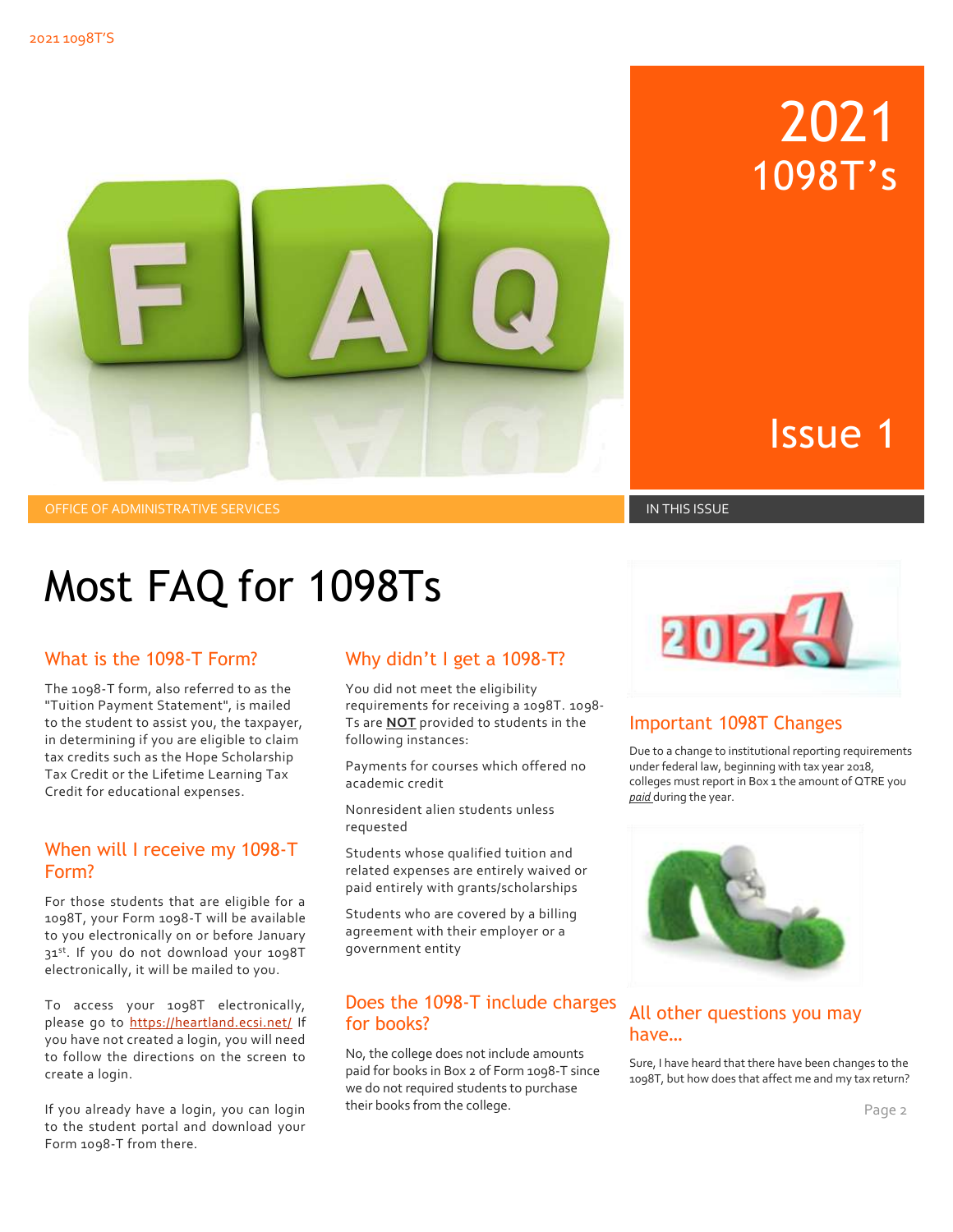# 2021 1098T's

Issue 1

OFFICE OF ADMINISTRATIVE SERVICES

IN THIS ISSUE

# Most FAQ for 1098Ts

## What is the 1098-T Form?

The 1098-T form, also referred to as the "Tuition Payment Statement", is mailed to the student to assist you, the taxpayer, in determining if you are eligible to claim tax credits such as the Hope Scholarship Tax Credit or the Lifetime Learning Tax Credit for educational expenses.

## When will I receive my 1098-T Form?

For those students that are eligible for a 1098T, your Form 1098-T will be available to you electronically on or before January 31st. If you do not download your 1098T electronically, it will be mailed to you.

To access your 1098T electronically, please go to https://heartland.ecsi.net/ If you have not created a login, you will need to follow the directions on the screen to create a login.

If you already have a login, you can login to the student portal and download your Form 1098-T from there.

## Why didn't I get a 1098-T?

You did not meet the eligibility requirements for receiving a 1098T. 1098-Ts are **NOT** provided to students in the following instances:

Payments for courses which offered no academic credit

Nonresident alien students unless requested

Students whose qualified tuition and related expenses are entirely waived or paid entirely with grants/scholarships

Students who are covered by a billing agreement with their employer or a government entity

## Does the 1098-T include charges for books?

No, the college does not include amounts paid for books in Box 2 of Form 1098-T since we do not required students to purchase their books from the college.

## Important 1098T Changes

Due to a change to institutional reporting requirements under federal law, beginning with tax year 2018, colleges must report in Box 1 the amount of QTRE you *paid* during the year.

## All other questions you may have…

Sure, I have heard that there have been changes to the 1098T, but how does that affect me and my tax return?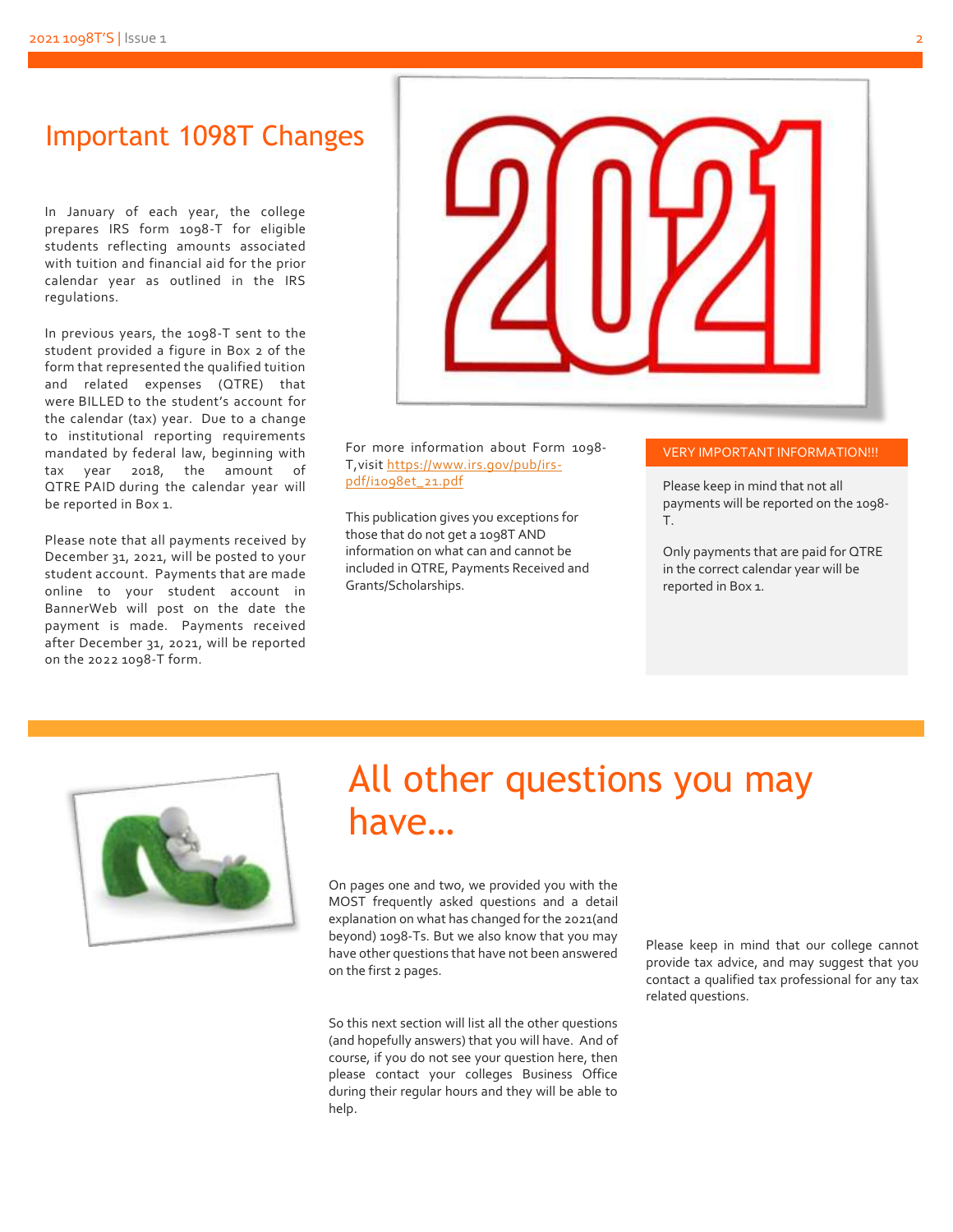# Important 1098T Changes

In January of each year, the college prepares IRS form 1098-T for eligible students reflecting amounts associated with tuition and financial aid for the prior calendar year as outlined in the IRS regulations.

In previous years, the 1098-T sent to the student provided a figure in Box 2 of the form that represented the qualified tuition and related expenses (QTRE) that were BILLED to the student's account for the calendar (tax) year. Due to a change to institutional reporting requirements mandated by federal law, beginning with tax year 2018, the amount of QTRE PAID during the calendar year will be reported in Box 1.

Please note that all payments received by December 31, 2021, will be posted to your student account. Payments that are made online to your student account in BannerWeb will post on the date the payment is made. Payments received after December 31, 2021, will be reported on the 2022 1098-T form.

For more information about Form 1098-T, visit https://www.irs.gov/pub/irs-pdf/i1098et_21.pdf

This publication gives you exceptions for those that do not get a 1098T AND information on what can and cannot be included in QTRE, Payments Received and Grants/Scholarships.

**VERY IMPORTANT INFORMATION!!!**

Please keep in mind that not all payments will be reported on the 1098-T.

Only payments that are paid for QTRE in the correct calendar year will be reported in Box 1.

# All other questions you may have…

On pages one and two, we provided you with the MOST frequently asked questions and a detail explanation on what has changed for the 2021(and beyond) 1098-Ts. But we also know that you may have other questions that have not been answered on the first 2 pages.

So this next section will list all the other questions (and hopefully answers) that you will have. And of course, if you do not see your question here, then please contact your colleges Business Office during their regular hours and they will be able to help.

Please keep in mind that our college cannot provide tax advice, and may suggest that you contact a qualified tax professional for any tax related questions.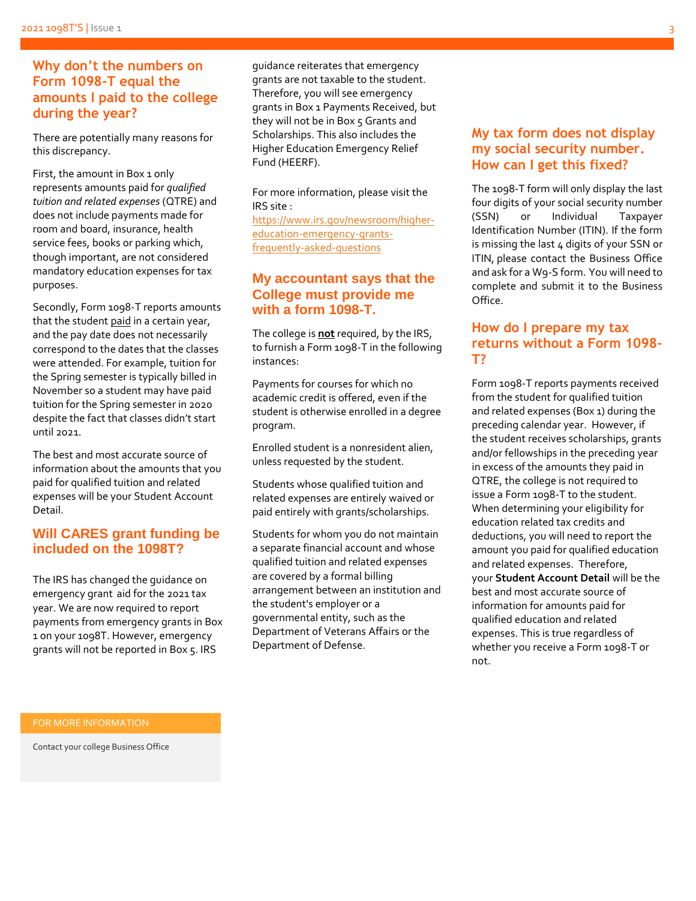## Why don't the numbers on Form 1098-T equal the amounts I paid to the college during the year?

There are potentially many reasons for this discrepancy.

First, the amount in Box 1 only represents amounts paid for *qualified tuition and related expenses* (QTRE) and does not include payments made for room and board, insurance, health service fees, books or parking which, though important, are not considered mandatory education expenses for tax purposes.

Secondly, Form 1098-T reports amounts that the student paid in a certain year, and the pay date does not necessarily correspond to the dates that the classes were attended. For example, tuition for the Spring semester is typically billed in November so a student may have paid tuition for the Spring semester in 2020 despite the fact that classes didn't start until 2021.

The best and most accurate source of information about the amounts that you paid for qualified tuition and related expenses will be your Student Account Detail.

## Will CARES grant funding be included on the 1098T?

The IRS has changed the guidance on emergency grant aid for the 2021 tax year. We are now required to report payments from emergency grants in Box 1 on your 1098T. However, emergency grants will not be reported in Box 5. IRS guidance reiterates that emergency grants are not taxable to the student. Therefore, you will see emergency grants in Box 1 Payments Received, but they will not be in Box 5 Grants and Scholarships. This also includes the Higher Education Emergency Relief Fund (HEERF).

For more information, please visit the IRS site : https://www.irs.gov/newsroom/higher-education-emergency-grants-frequently-asked-questions

## My accountant says that the College must provide me with a form 1098-T.

The college is **not** required, by the IRS, to furnish a Form 1098-T in the following instances:

Payments for courses for which no academic credit is offered, even if the student is otherwise enrolled in a degree program.

Enrolled student is a nonresident alien, unless requested by the student.

Students whose qualified tuition and related expenses are entirely waived or paid entirely with grants/scholarships.

Students for whom you do not maintain a separate financial account and whose qualified tuition and related expenses are covered by a formal billing arrangement between an institution and the student's employer or a governmental entity, such as the Department of Veterans Affairs or the Department of Defense.

## My tax form does not display my social security number. How can I get this fixed?

The 1098-T form will only display the last four digits of your social security number (SSN) or Individual Taxpayer Identification Number (ITIN). If the form is missing the last 4 digits of your SSN or ITIN, please contact the Business Office and ask for a W9-S form. You will need to complete and submit it to the Business Office.

## How do I prepare my tax returns without a Form 1098-T?

Form 1098-T reports payments received from the student for qualified tuition and related expenses (Box 1) during the preceding calendar year. However, if the student receives scholarships, grants and/or fellowships in the preceding year in excess of the amounts they paid in QTRE, the college is not required to issue a Form 1098-T to the student. When determining your eligibility for education related tax credits and deductions, you will need to report the amount you paid for qualified education and related expenses. Therefore, your **Student Account Detail** will be the best and most accurate source of information for amounts paid for qualified education and related expenses. This is true regardless of whether you receive a Form 1098-T or not.

FOR MORE INFORMATION

Contact your college Business Office